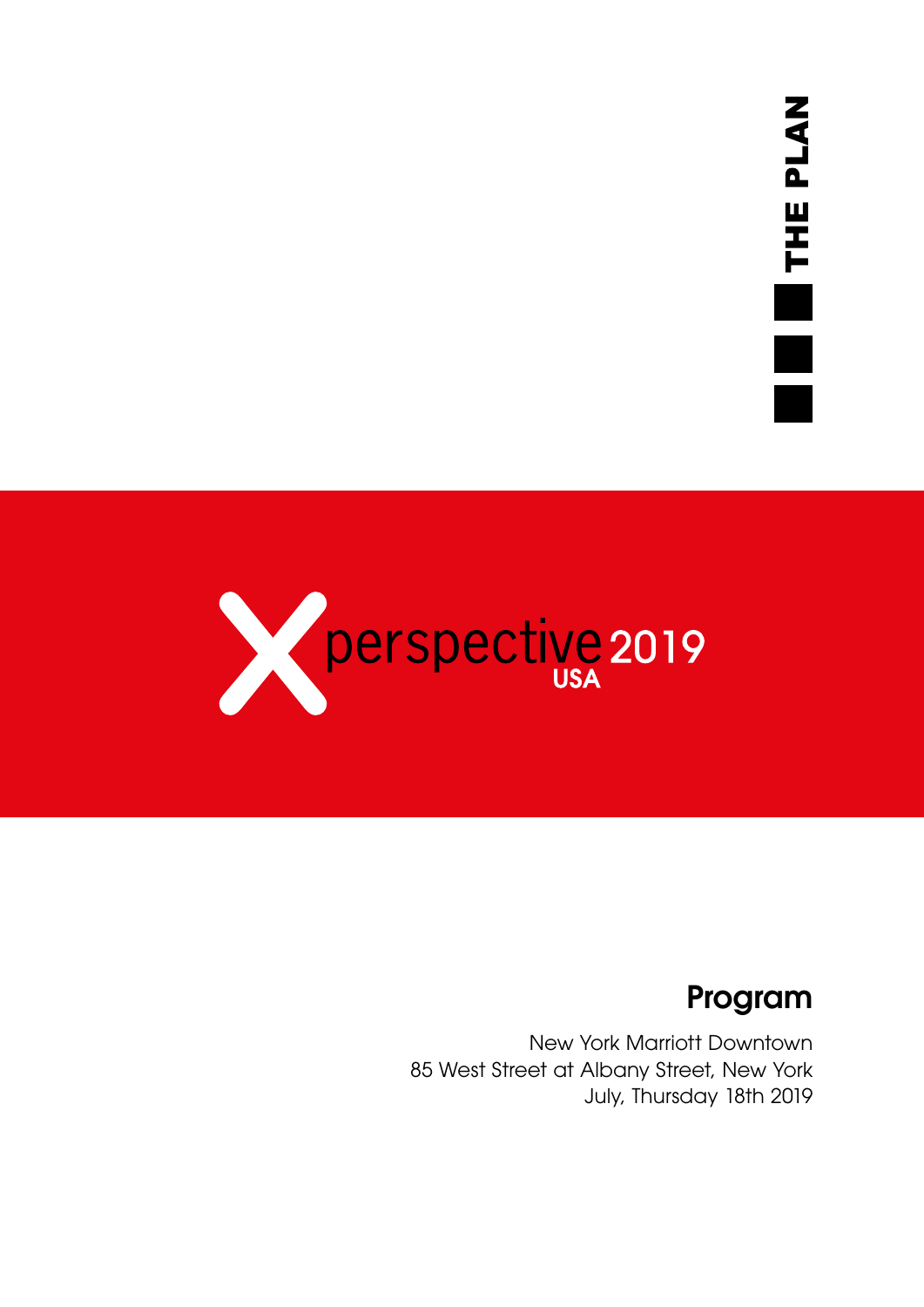THE PLAN

# perspective 2019 USA

## Program

New York Marriott Downtown
85 West Street at Albany Street, New York
July, Thursday 18th 2019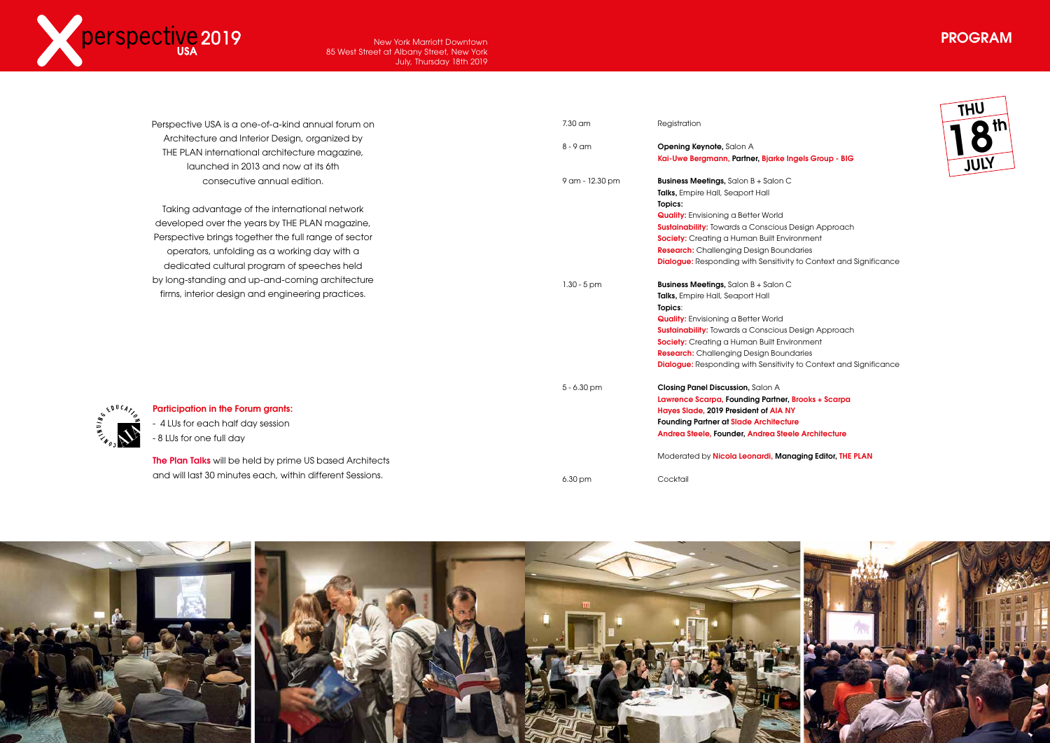# perspective 2019 USA

New York Marriott Downtown
85 West Street at Albany Street, New York
July, Thursday 18th 2019

## PROGRAM

THU 18th JULY

Perspective USA is a one-of-a-kind annual forum on Architecture and Interior Design, organized by THE PLAN international architecture magazine, launched in 2013 and now at its 6th consecutive annual edition.

Taking advantage of the international network developed over the years by THE PLAN magazine, Perspective brings together the full range of sector operators, unfolding as a working day with a dedicated cultural program of speeches held by long-standing and up-and-coming architecture firms, interior design and engineering practices.

**Participation in the Forum grants:**

- 4 LUs for each half day session
- 8 LUs for one full day

**The Plan Talks** will be held by prime US based Architects and will last 30 minutes each, within different Sessions.

7.30 am — Registration

8 - 9 am — **Opening Keynote,** Salon A
**Kai-Uwe Bergmann, Partner, Bjarke Ingels Group - BIG**

9 am - 12.30 pm — **Business Meetings,** Salon B + Salon C
**Talks,** Empire Hall, Seaport Hall
**Topics:**
**Quality:** Envisioning a Better World
**Sustainability:** Towards a Conscious Design Approach
**Society:** Creating a Human Built Environment
**Research:** Challenging Design Boundaries
**Dialogue:** Responding with Sensitivity to Context and Significance

1.30 - 5 pm — **Business Meetings,** Salon B + Salon C
**Talks,** Empire Hall, Seaport Hall
**Topics:**
**Quality:** Envisioning a Better World
**Sustainability:** Towards a Conscious Design Approach
**Society:** Creating a Human Built Environment
**Research:** Challenging Design Boundaries
**Dialogue:** Responding with Sensitivity to Context and Significance

5 - 6.30 pm — **Closing Panel Discussion,** Salon A
**Lawrence Scarpa, Founding Partner, Brooks + Scarpa**
**Hayes Slade, 2019 President of AIA NY**
**Founding Partner at Slade Architecture**
**Andrea Steele, Founder, Andrea Steele Architecture**

Moderated by **Nicola Leonardi, Managing Editor, THE PLAN**

6.30 pm — Cocktail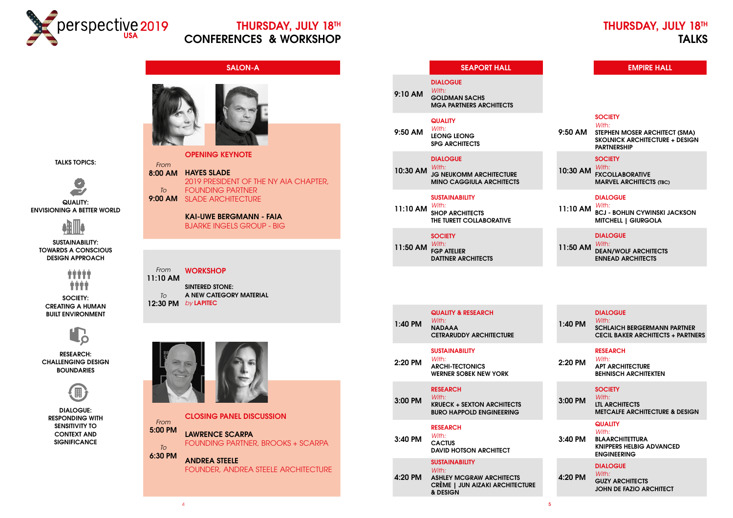# perspective 2019 USA

## THURSDAY, JULY 18TH — CONFERENCES & WORKSHOP

### SALON-A

**TALKS TOPICS:**

- **QUALITY:** ENVISIONING A BETTER WORLD
- **SUSTAINABILITY:** TOWARDS A CONSCIOUS DESIGN APPROACH
- **SOCIETY:** CREATING A HUMAN BUILT ENVIRONMENT
- **RESEARCH:** CHALLENGING DESIGN BOUNDARIES
- **DIALOGUE:** RESPONDING WITH SENSITIVITY TO CONTEXT AND SIGNIFICANCE

*From* 8:00 AM *To* 9:00 AM

**OPENING KEYNOTE**

**HAYES SLADE**
2019 PRESIDENT OF THE NY AIA CHAPTER, FOUNDING PARTNER
SLADE ARCHITECTURE

**KAI-UWE BERGMANN - FAIA**
BJARKE INGELS GROUP - BIG

*From* 11:10 AM *To* 12:30 PM

**WORKSHOP**

SINTERED STONE: A NEW CATEGORY MATERIAL
*by* LAPITEC

*From* 5:00 PM *To* 6:30 PM

**CLOSING PANEL DISCUSSION**

**LAWRENCE SCARPA**
FOUNDING PARTNER, BROOKS + SCARPA

**ANDREA STEELE**
FOUNDER, ANDREA STEELE ARCHITECTURE

## THURSDAY, JULY 18TH — TALKS

### SEAPORT HALL

| Time | Talk |
|---|---|
| 9:10 AM | **DIALOGUE** *With:* GOLDMAN SACHS, MGA PARTNERS ARCHITECTS |
| 9:50 AM | **QUALITY** *With:* LEONG LEONG, SPG ARCHITECTS |
| 10:30 AM | **DIALOGUE** *With:* JG NEUKOMM ARCHITECTURE, MINO CAGGIULA ARCHITECTS |
| 11:10 AM | **SUSTAINABILITY** *With:* SHOP ARCHITECTS, THE TURETT COLLABORATIVE |
| 11:50 AM | **SOCIETY** *With:* FGP ATELIER, DATTNER ARCHITECTS |
| 1:40 PM | **QUALITY & RESEARCH** *With:* NADAAA, CETRARUDDY ARCHITECTURE |
| 2:20 PM | **SUSTAINABILITY** *With:* ARCHI-TECTONICS, WERNER SOBEK NEW YORK |
| 3:00 PM | **RESEARCH** *With:* KRUECK + SEXTON ARCHITECTS, BURO HAPPOLD ENGINEERING |
| 3:40 PM | **RESEARCH** *With:* CACTUS, DAVID HOTSON ARCHITECT |
| 4:20 PM | **SUSTAINABILITY** *With:* ASHLEY MCGRAW ARCHITECTS, CRÈME \| JUN AIZAKI ARCHITECTURE & DESIGN |

### EMPIRE HALL

| Time | Talk |
|---|---|
| 9:50 AM | **SOCIETY** *With:* STEPHEN MOSER ARCHITECT (SMA), SKOLNICK ARCHITECTURE + DESIGN PARTNERSHIP |
| 10:30 AM | **SOCIETY** *With:* FXCOLLABORATIVE, MARVEL ARCHITECTS (TBC) |
| 11:10 AM | **DIALOGUE** *With:* BCJ - BOHLIN CYWINSKI JACKSON, MITCHELL \| GIURGOLA |
| 11:50 AM | **DIALOGUE** *With:* DEAN/WOLF ARCHITECTS, ENNEAD ARCHITECTS |
| 1:40 PM | **DIALOGUE** *With:* SCHLAICH BERGERMANN PARTNER, CECIL BAKER ARCHITECTS + PARTNERS |
| 2:20 PM | **RESEARCH** *With:* APT ARCHITECTURE, BEHNISCH ARCHITEKTEN |
| 3:00 PM | **SOCIETY** *With:* LTL ARCHITECTS, METCALFE ARCHITECTURE & DESIGN |
| 3:40 PM | **QUALITY** *With:* BLAARCHITETTURA, KNIPPERS HELBIG ADVANCED ENGINEERING |
| 4:20 PM | **DIALOGUE** *With:* GUZY ARCHITECTS, JOHN DE FAZIO ARCHITECT |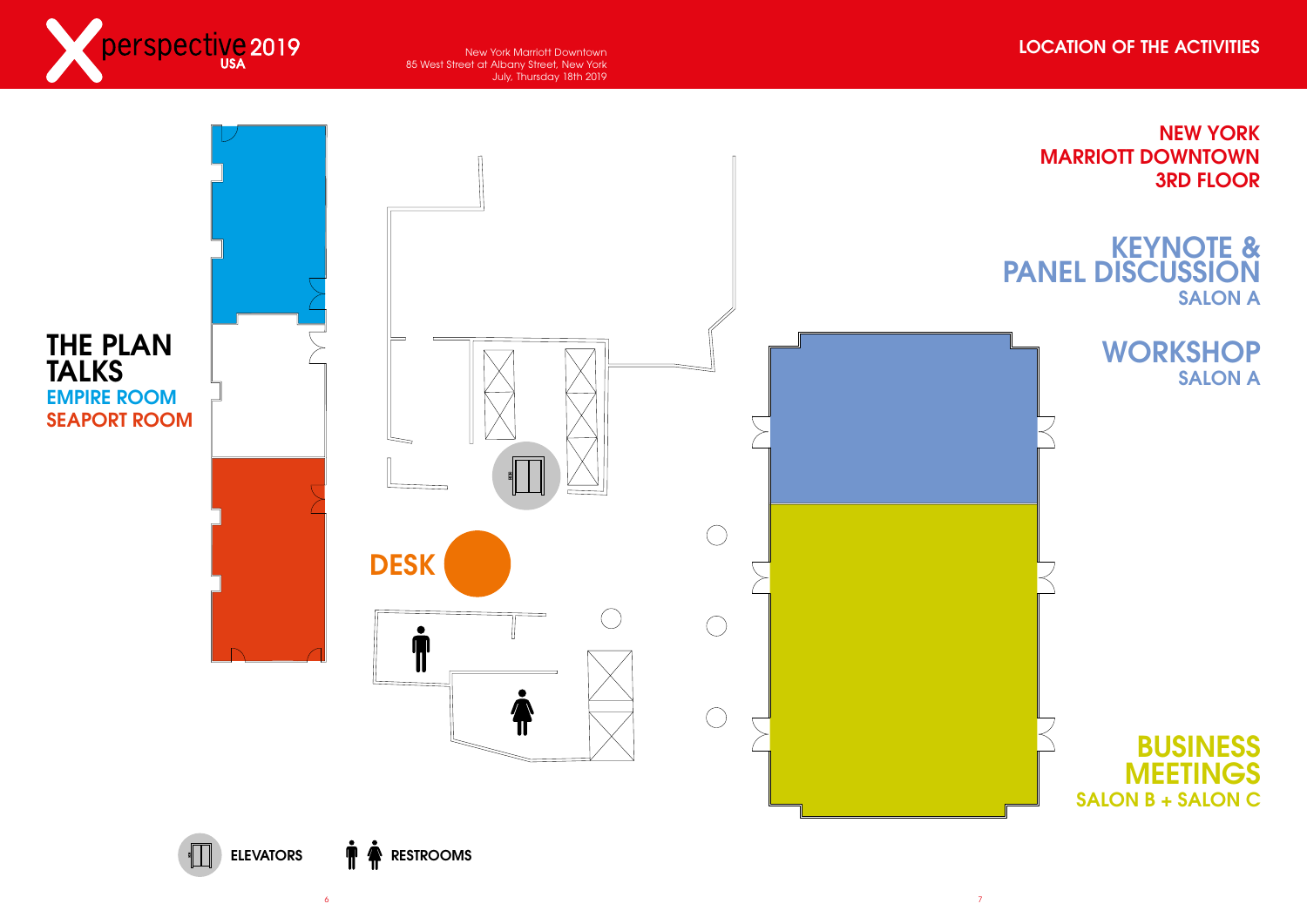# LOCATION OF THE ACTIVITIES

perspective 2019 USA

New York Marriott Downtown
85 West Street at Albany Street, New York
July, Thursday 18th 2019

## NEW YORK MARRIOTT DOWNTOWN 3RD FLOOR

### KEYNOTE & PANEL DISCUSSION
SALON A

### WORKSHOP
SALON A

### BUSINESS MEETINGS
SALON B + SALON C

### THE PLAN TALKS
EMPIRE ROOM
SEAPORT ROOM

DESK

ELEVATORS

RESTROOMS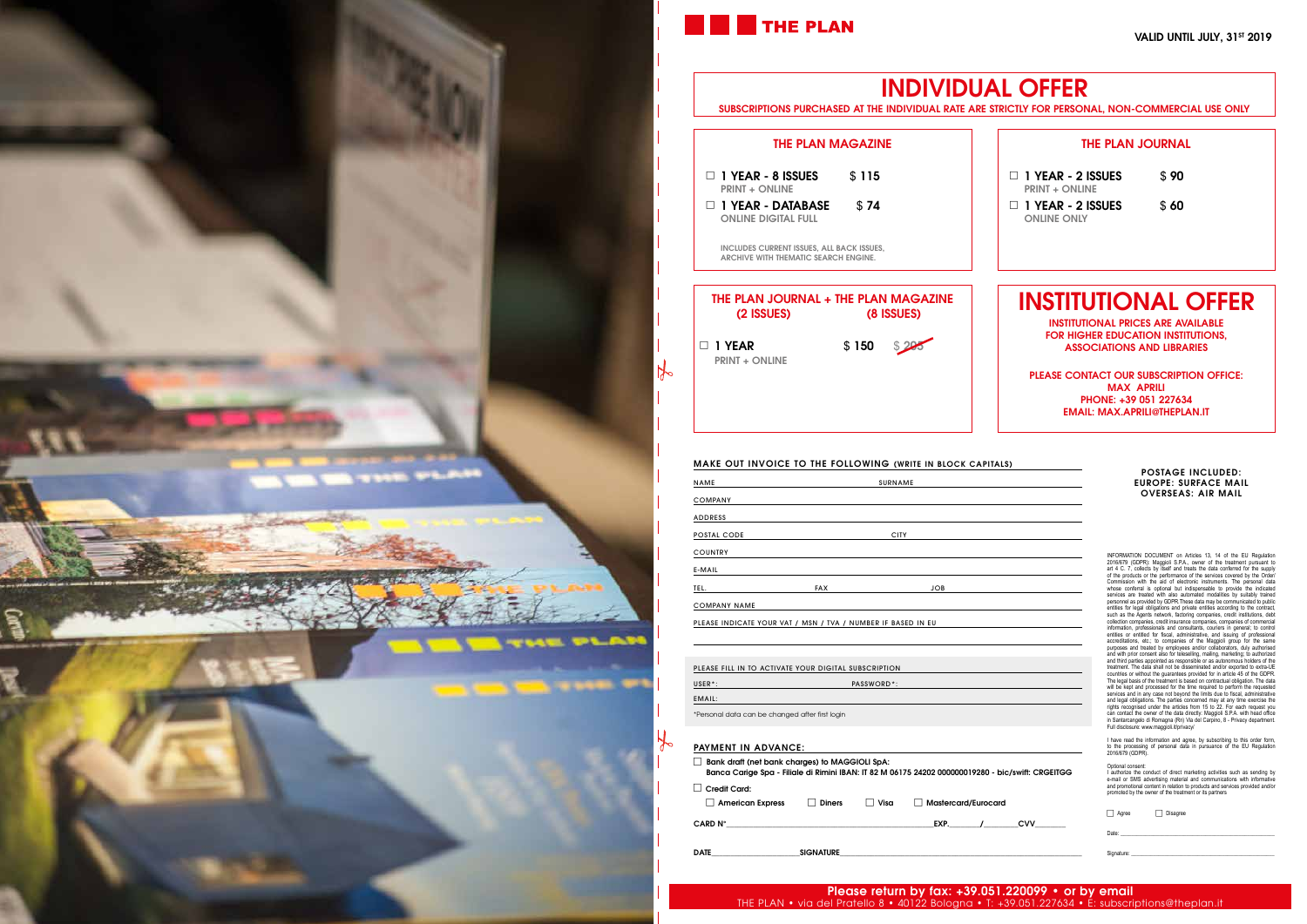# THE PLAN

VALID UNTIL JULY, 31ST 2019

## INDIVIDUAL OFFER

SUBSCRIPTIONS PURCHASED AT THE INDIVIDUAL RATE ARE STRICTLY FOR PERSONAL, NON-COMMERCIAL USE ONLY

### THE PLAN MAGAZINE

☐ **1 YEAR - 8 ISSUES** $ 115
PRINT + ONLINE

☐ **1 YEAR - DATABASE** $ 74
ONLINE DIGITAL FULL

INCLUDES CURRENT ISSUES, ALL BACK ISSUES, ARCHIVE WITH THEMATIC SEARCH ENGINE.

### THE PLAN JOURNAL

☐ **1 YEAR - 2 ISSUES** $ 90
PRINT + ONLINE

☐ **1 YEAR - 2 ISSUES** $ 60
ONLINE ONLY

### THE PLAN JOURNAL (2 ISSUES) + THE PLAN MAGAZINE (8 ISSUES)

☐ **1 YEAR** $ 150 ~~$ 205~~
PRINT + ONLINE

## INSTITUTIONAL OFFER

INSTITUTIONAL PRICES ARE AVAILABLE FOR HIGHER EDUCATION INSTITUTIONS, ASSOCIATIONS AND LIBRARIES

PLEASE CONTACT OUR SUBSCRIPTION OFFICE:
MAX APRILI
PHONE: +39 051 227634
EMAIL: MAX.APRILI@THEPLAN.IT

### MAKE OUT INVOICE TO THE FOLLOWING (WRITE IN BLOCK CAPITALS)

NAME ____________ SURNAME ____________

COMPANY ____________

ADDRESS ____________

POSTAL CODE ____________ CITY ____________

COUNTRY ____________

E-MAIL ____________

TEL. ____________ FAX ____________ JOB ____________

COMPANY NAME ____________

PLEASE INDICATE YOUR VAT / MSN / TVA / NUMBER IF BASED IN EU ____________

POSTAGE INCLUDED:
EUROPE: SURFACE MAIL
OVERSEAS: AIR MAIL

PLEASE FILL IN TO ACTIVATE YOUR DIGITAL SUBSCRIPTION

USER*: ____________ PASSWORD*: ____________

EMAIL: ____________

*Personal data can be changed after first login

### PAYMENT IN ADVANCE:

☐ **Bank draft (net bank charges) to MAGGIOLI SpA:**
**Banca Carige Spa - Filiale di Rimini IBAN: IT 82 M 06175 24202 000000019280 - bic/swift: CRGEITGG**

☐ **Credit Card:**
☐ American Express ☐ Diners ☐ Visa ☐ Mastercard/Eurocard

CARD N° ____________ EXP. ____/____ CVV ____

DATE ____________ SIGNATURE ____________

INFORMATION DOCUMENT on Articles 13, 14 of the EU Regulation 2016/679 (GDPR). Maggioli S.P.A., owner of the treatment pursuant to art 4 C. 7, collects by itself and treats the data conferred for the supply of the products or the performance of the services covered by the Order/ Commission with the aid of electronic instruments. The personal data whose conferral is optional but indispensable to provide the indicated services are treated with also automated modalities by suitably trained personnel as provided by GDPR. These data may be communicated to public entities for legal obligations and private entities according to the contract, such as the Agents network, factoring companies, credit institutions, debt collection companies, credit insurance companies, companies of commercial information, professionals and consultants, couriers in general; to control entities or entitled for fiscal, administrative, and issuing of professional accreditations, etc.; to companies of the Maggioli group for the same purposes and treated by employees and/or collaborators, duly authorized and with prior consent also for teleselling, mailing, marketing; to authorized and third parties appointed as responsible or as autonomous holders of the treatment. The data shall not be disseminated and/or exported to extra-UE countries or without the guarantees provided for in article 45 of the GDPR. The legal basis of the treatment is based on contractual obligation. The data will be kept and processed for the time required to perform the requested services and in any case not beyond the limits due to fiscal, administrative and legal obligations. The parties concerned may at any time exercise the rights recognised under the articles from 15 to 22. For each request you can contact the owner of the data directly: Maggioli S.P.A. with head office in Santarcangelo di Romagna (RN) Via del Carpino, 8 - Privacy department. Full disclosure: www.maggioli.it/privacy/

I have read the information and agree, by subscribing to this order form, to the processing of personal data in pursuance of the EU Regulation 2016/679 (GDPR).

Optional consent:
I authorize the conduct of direct marketing activities such as sending by e-mail or SMS advertising material and communications with informative and promotional content in relation to products and services provided and/or promoted by the owner of the treatment or its partners

☐ Agree ☐ Disagree

Date: ____________

Signature: ____________

**Please return by fax: +39.051.220099 • or by email**
THE PLAN • via del Pratello 8 • 40122 Bologna • T: +39.051.227634 • E: subscriptions@theplan.it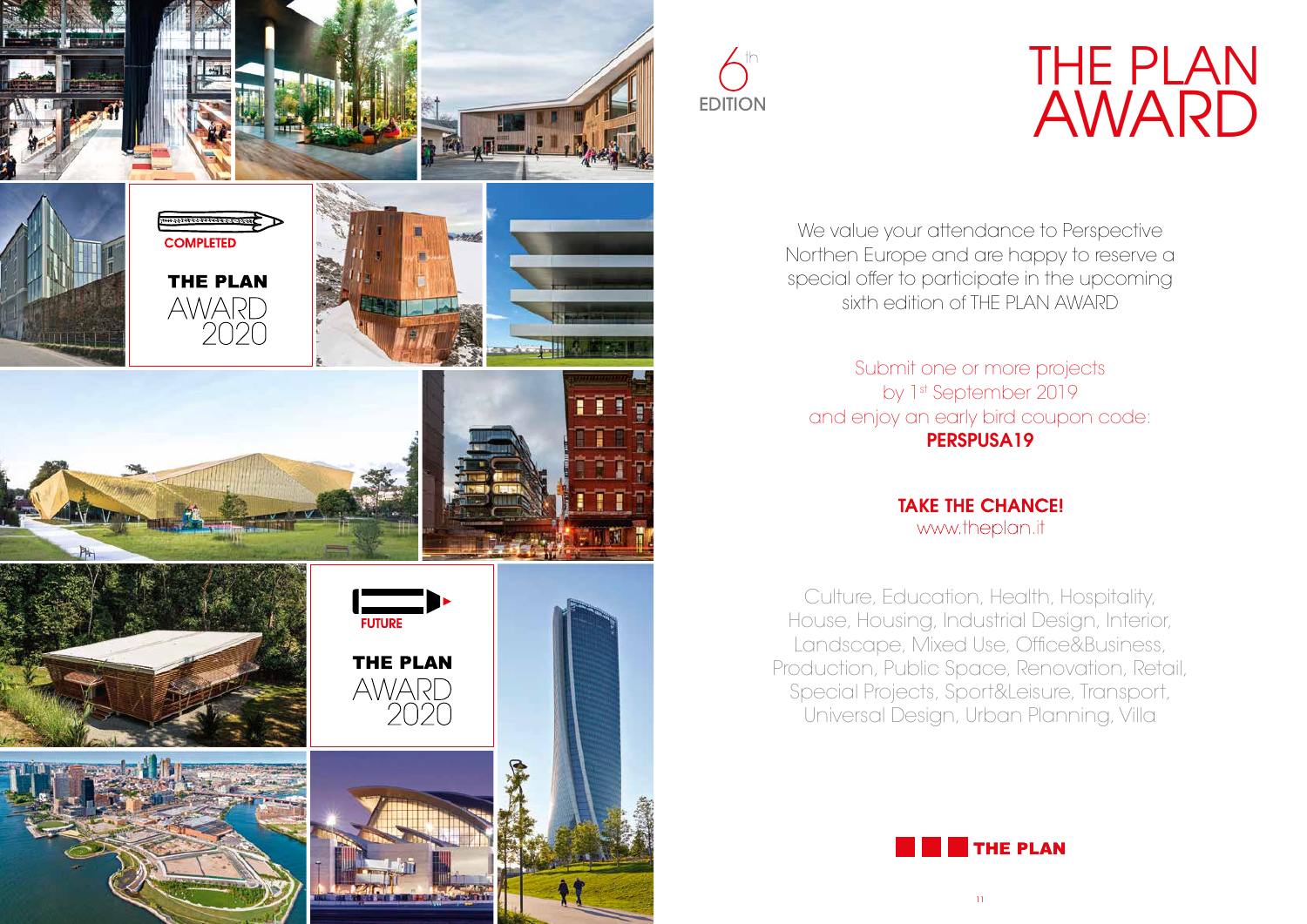6th EDITION

# THE PLAN AWARD

COMPLETED

THE PLAN AWARD 2020

FUTURE

THE PLAN AWARD 2020

We value your attendance to Perspective Northen Europe and are happy to reserve a special offer to participate in the upcoming sixth edition of THE PLAN AWARD

Submit one or more projects by 1st September 2019 and enjoy an early bird coupon code: **PERSPUSA19**

**TAKE THE CHANCE!**
www.theplan.it

Culture, Education, Health, Hospitality, House, Housing, Industrial Design, Interior, Landscape, Mixed Use, Office&Business, Production, Public Space, Renovation, Retail, Special Projects, Sport&Leisure, Transport, Universal Design, Urban Planning, Villa

**THE PLAN**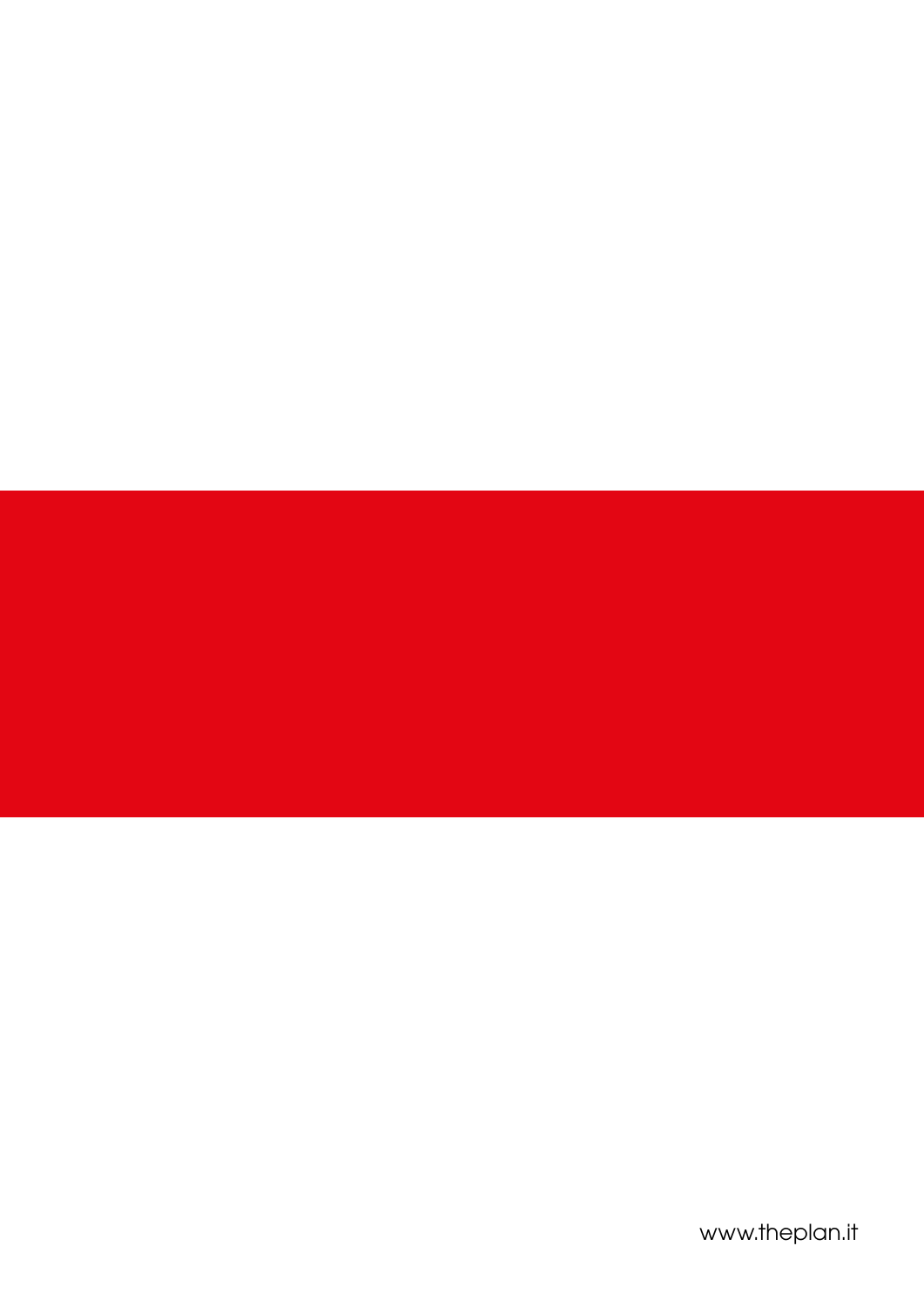www.theplan.it